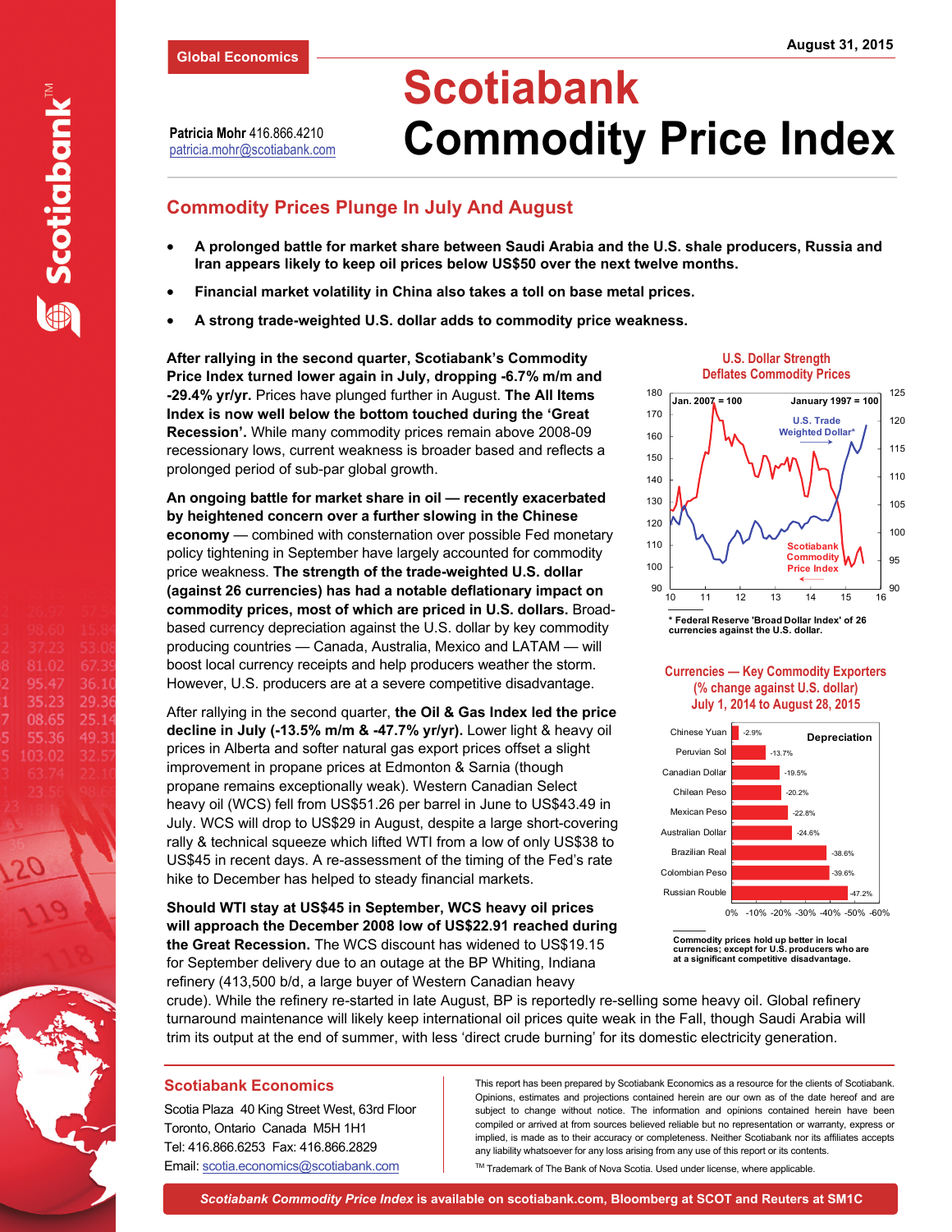Global Economics

August 31, 2015

Patricia Mohr 416.866.4210
patricia.mohr@scotiabank.com

# Scotiabank Commodity Price Index

## Commodity Prices Plunge In July And August

- **A prolonged battle for market share between Saudi Arabia and the U.S. shale producers, Russia and Iran appears likely to keep oil prices below US$50 over the next twelve months.**
- **Financial market volatility in China also takes a toll on base metal prices.**
- **A strong trade-weighted U.S. dollar adds to commodity price weakness.**

**After rallying in the second quarter, Scotiabank's Commodity Price Index turned lower again in July, dropping -6.7% m/m and -29.4% yr/yr.** Prices have plunged further in August. **The All Items Index is now well below the bottom touched during the 'Great Recession'.** While many commodity prices remain above 2008-09 recessionary lows, current weakness is broader based and reflects a prolonged period of sub-par global growth.

**An ongoing battle for market share in oil — recently exacerbated by heightened concern over a further slowing in the Chinese economy** — combined with consternation over possible Fed monetary policy tightening in September have largely accounted for commodity price weakness. **The strength of the trade-weighted U.S. dollar (against 26 currencies) has had a notable deflationary impact on commodity prices, most of which are priced in U.S. dollars.** Broad-based currency depreciation against the U.S. dollar by key commodity producing countries — Canada, Australia, Mexico and LATAM — will boost local currency receipts and help producers weather the storm. However, U.S. producers are at a severe competitive disadvantage.

After rallying in the second quarter, **the Oil & Gas Index led the price decline in July (-13.5% m/m & -47.7% yr/yr).** Lower light & heavy oil prices in Alberta and softer natural gas export prices offset a slight improvement in propane prices at Edmonton & Sarnia (though propane remains exceptionally weak). Western Canadian Select heavy oil (WCS) fell from US$51.26 per barrel in June to US$43.49 in July. WCS will drop to US$29 in August, despite a large short-covering rally & technical squeeze which lifted WTI from a low of only US$38 to US$45 in recent days. A re-assessment of the timing of the Fed's rate hike to December has helped to steady financial markets.

**Should WTI stay at US$45 in September, WCS heavy oil prices will approach the December 2008 low of US$22.91 reached during the Great Recession.** The WCS discount has widened to US$19.15 for September delivery due to an outage at the BP Whiting, Indiana refinery (413,500 b/d, a large buyer of Western Canadian heavy crude). While the refinery re-started in late August, BP is reportedly re-selling some heavy oil. Global refinery turnaround maintenance will likely keep international oil prices quite weak in the Fall, though Saudi Arabia will trim its output at the end of summer, with less 'direct crude burning' for its domestic electricity generation.

**U.S. Dollar Strength Deflates Commodity Prices**

* Federal Reserve 'Broad Dollar Index' of 26 currencies against the U.S. dollar.

**Currencies — Key Commodity Exporters (% change against U.S. dollar) July 1, 2014 to August 28, 2015**

| Currency | Depreciation |
|---|---|
| Chinese Yuan | -2.9% |
| Peruvian Sol | -13.7% |
| Canadian Dollar | -19.5% |
| Chilean Peso | -20.2% |
| Mexican Peso | -22.8% |
| Australian Dollar | -24.6% |
| Brazilian Real | -38.6% |
| Colombian Peso | -39.6% |
| Russian Rouble | -47.2% |

Commodity prices hold up better in local currencies; except for U.S. producers who are at a significant competitive disadvantage.

**Scotiabank Economics**

Scotia Plaza 40 King Street West, 63rd Floor
Toronto, Ontario Canada M5H 1H1
Tel: 416.866.6253 Fax: 416.866.2829
Email: scotia.economics@scotiabank.com

This report has been prepared by Scotiabank Economics as a resource for the clients of Scotiabank. Opinions, estimates and projections contained herein are our own as of the date hereof and are subject to change without notice. The information and opinions contained herein have been compiled or arrived at from sources believed reliable but no representation or warranty, express or implied, is made as to their accuracy or completeness. Neither Scotiabank nor its affiliates accepts any liability whatsoever for any loss arising from any use of this report or its contents.

TM Trademark of The Bank of Nova Scotia. Used under license, where applicable.

***Scotiabank Commodity Price Index* is available on scotiabank.com, Bloomberg at SCOT and Reuters at SM1C**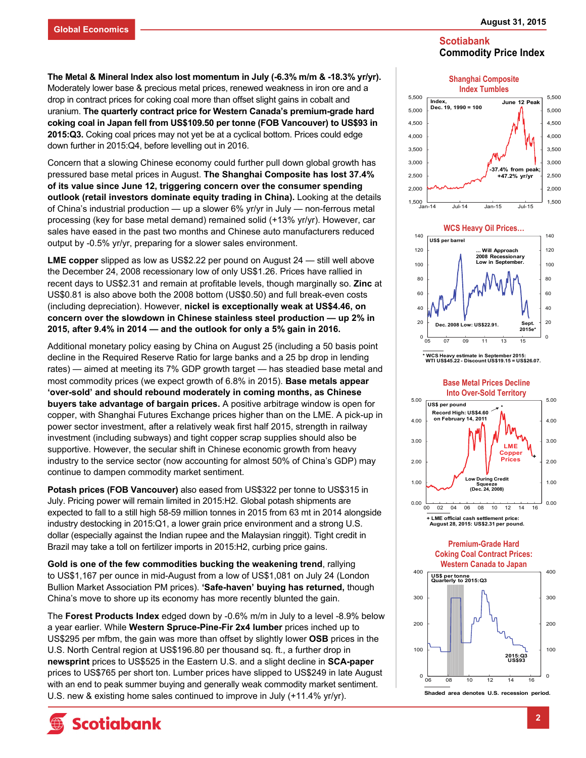**The Metal & Mineral Index also lost momentum in July (-6.3% m/m & -18.3% yr/yr).** Moderately lower base & precious metal prices, renewed weakness in iron ore and a drop in contract prices for coking coal more than offset slight gains in cobalt and uranium. **The quarterly contract price for Western Canada's premium-grade hard coking coal in Japan fell from US$109.50 per tonne (FOB Vancouver) to US$93 in 2015:Q3.** Coking coal prices may not yet be at a cyclical bottom. Prices could edge down further in 2015:Q4, before levelling out in 2016.

Concern that a slowing Chinese economy could further pull down global growth has pressured base metal prices in August. **The Shanghai Composite has lost 37.4% of its value since June 12, triggering concern over the consumer spending outlook (retail investors dominate equity trading in China).** Looking at the details of China's industrial production — up a slower 6% yr/yr in July — non-ferrous metal processing (key for base metal demand) remained solid (+13% yr/yr). However, car sales have eased in the past two months and Chinese auto manufacturers reduced output by -0.5% yr/yr, preparing for a slower sales environment.

**LME copper** slipped as low as US$2.22 per pound on August 24 — still well above the December 24, 2008 recessionary low of only US$1.26. Prices have rallied in recent days to US$2.31 and remain at profitable levels, though marginally so. **Zinc** at US$0.81 is also above both the 2008 bottom (US$0.50) and full break-even costs (including depreciation). However, **nickel is exceptionally weak at US$4.46, on concern over the slowdown in Chinese stainless steel production — up 2% in 2015, after 9.4% in 2014 — and the outlook for only a 5% gain in 2016.**

Additional monetary policy easing by China on August 25 (including a 50 basis point decline in the Required Reserve Ratio for large banks and a 25 bp drop in lending rates) — aimed at meeting its 7% GDP growth target — has steadied base metal and most commodity prices (we expect growth of 6.8% in 2015). **Base metals appear 'over-sold' and should rebound moderately in coming months, as Chinese buyers take advantage of bargain prices.** A positive arbitrage window is open for copper, with Shanghai Futures Exchange prices higher than on the LME. A pick-up in power sector investment, after a relatively weak first half 2015, strength in railway investment (including subways) and tight copper scrap supplies should also be supportive. However, the secular shift in Chinese economic growth from heavy industry to the service sector (now accounting for almost 50% of China's GDP) may continue to dampen commodity market sentiment.

**Potash prices (FOB Vancouver)** also eased from US$322 per tonne to US$315 in July. Pricing power will remain limited in 2015:H2. Global potash shipments are expected to fall to a still high 58-59 million tonnes in 2015 from 63 mt in 2014 alongside industry destocking in 2015:Q1, a lower grain price environment and a strong U.S. dollar (especially against the Indian rupee and the Malaysian ringgit). Tight credit in Brazil may take a toll on fertilizer imports in 2015:H2, curbing price gains.

**Gold is one of the few commodities bucking the weakening trend**, rallying to US$1,167 per ounce in mid-August from a low of US$1,081 on July 24 (London Bullion Market Association PM prices). **'Safe-haven' buying has returned,** though China's move to shore up its economy has more recently blunted the gain.

The **Forest Products Index** edged down by -0.6% m/m in July to a level -8.9% below a year earlier. While **Western Spruce-Pine-Fir 2x4 lumber** prices inched up to US$295 per mfbm, the gain was more than offset by slightly lower **OSB** prices in the U.S. North Central region at US$196.80 per thousand sq. ft., a further drop in **newsprint** prices to US$525 in the Eastern U.S. and a slight decline in **SCA-paper** prices to US$765 per short ton. Lumber prices have slipped to US$249 in late August with an end to peak summer buying and generally weak commodity market sentiment. U.S. new & existing home sales continued to improve in July (+11.4% yr/yr).

**Shanghai Composite Index Tumbles**

Index, Dec. 19, 1990 = 100. June 12 Peak. -37.4% from peak; +47.2% yr/yr

**WCS Heavy Oil Prices... Will Approach 2008 Recessionary Low in September.**

US$ per barrel. Dec. 2008 Low: US$22.91. Sept. 2015e*

\* WCS Heavy estimate in September 2015: WTI US$45.22 - Discount US$19.15 = US$26.07.

**Base Metal Prices Decline Into Over-Sold Territory**

US$ per pound. Record High: US$4.60 on February 14, 2011. LME Copper Prices. Low During Credit Squeeze (Dec. 24, 2008)

\+ LME official cash settlement price: August 28, 2015: US$2.31 per pound.

**Premium-Grade Hard Coking Coal Contract Prices: Western Canada to Japan**

US$ per tonne, Quarterly to 2015:Q3. 2015:Q3 US$93

Shaded area denotes U.S. recession period.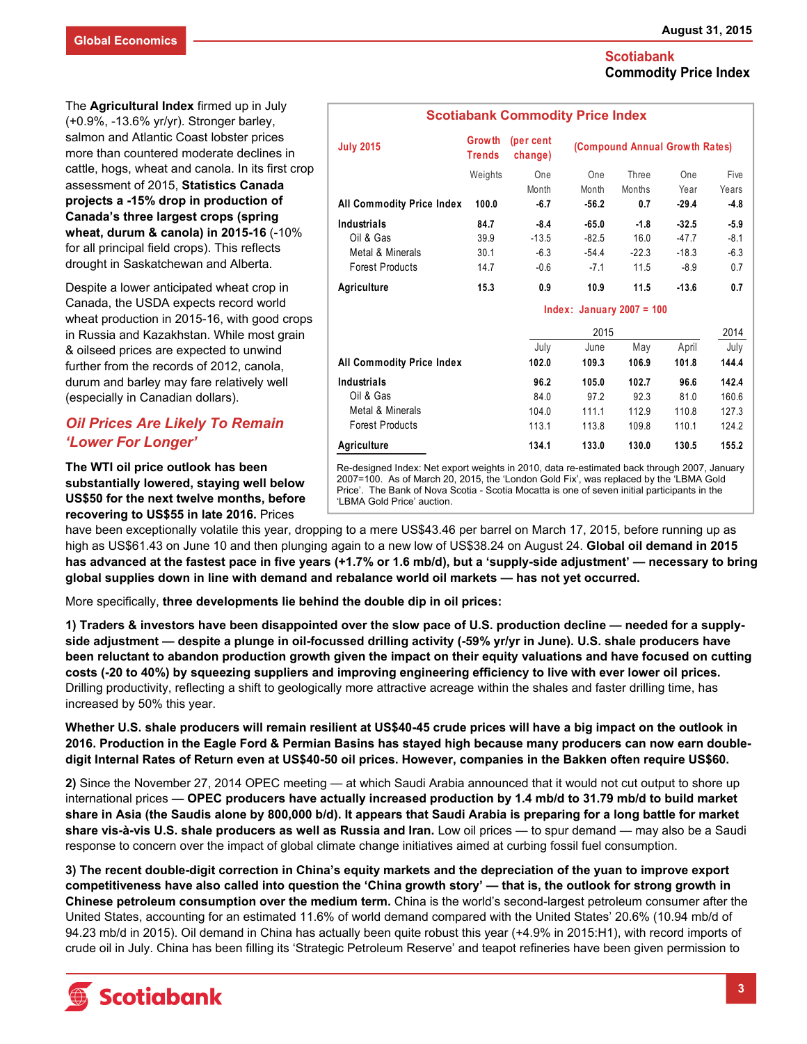The **Agricultural Index** firmed up in July (+0.9%, -13.6% yr/yr). Stronger barley, salmon and Atlantic Coast lobster prices more than countered moderate declines in cattle, hogs, wheat and canola. In its first crop assessment of 2015, **Statistics Canada projects a -15% drop in production of Canada's three largest crops (spring wheat, durum & canola) in 2015-16** (-10% for all principal field crops). This reflects drought in Saskatchewan and Alberta.

Despite a lower anticipated wheat crop in Canada, the USDA expects record world wheat production in 2015-16, with good crops in Russia and Kazakhstan. While most grain & oilseed prices are expected to unwind further from the records of 2012, canola, durum and barley may fare relatively well (especially in Canadian dollars).

**Scotiabank Commodity Price Index**

| July 2015 | Growth Trends (per cent change) | | (Compound Annual Growth Rates) | | | |
|---|---|---|---|---|---|---|
| | Weights | One Month | One Month | Three Months | One Year | Five Years |
| **All Commodity Price Index** | **100.0** | **-6.7** | **-56.2** | **0.7** | **-29.4** | **-4.8** |
| **Industrials** | **84.7** | **-8.4** | **-65.0** | **-1.8** | **-32.5** | **-5.9** |
| Oil & Gas | 39.9 | -13.5 | -82.5 | 16.0 | -47.7 | -8.1 |
| Metal & Minerals | 30.1 | -6.3 | -54.4 | -22.3 | -18.3 | -6.3 |
| Forest Products | 14.7 | -0.6 | -7.1 | 11.5 | -8.9 | 0.7 |
| **Agriculture** | **15.3** | **0.9** | **10.9** | **11.5** | **-13.6** | **0.7** |

**Index: January 2007 = 100**

| | 2015 | | | | 2014 |
|---|---|---|---|---|---|
| | July | June | May | April | July |
| **All Commodity Price Index** | **102.0** | **109.3** | **106.9** | **101.8** | **144.4** |
| **Industrials** | **96.2** | **105.0** | **102.7** | **96.6** | **142.4** |
| Oil & Gas | 84.0 | 97.2 | 92.3 | 81.0 | 160.6 |
| Metal & Minerals | 104.0 | 111.1 | 112.9 | 110.8 | 127.3 |
| Forest Products | 113.1 | 113.8 | 109.8 | 110.1 | 124.2 |
| **Agriculture** | **134.1** | **133.0** | **130.0** | **130.5** | **155.2** |

Re-designed Index: Net export weights in 2010, data re-estimated back through 2007, January 2007=100. As of March 20, 2015, the 'London Gold Fix', was replaced by the 'LBMA Gold Price'. The Bank of Nova Scotia - Scotia Mocatta is one of seven initial participants in the 'LBMA Gold Price' auction.

## *Oil Prices Are Likely To Remain 'Lower For Longer'*

**The WTI oil price outlook has been substantially lowered, staying well below US$50 for the next twelve months, before recovering to US$55 in late 2016.** Prices have been exceptionally volatile this year, dropping to a mere US$43.46 per barrel on March 17, 2015, before running up as high as US$61.43 on June 10 and then plunging again to a new low of US$38.24 on August 24. **Global oil demand in 2015 has advanced at the fastest pace in five years (+1.7% or 1.6 mb/d), but a 'supply-side adjustment' — necessary to bring global supplies down in line with demand and rebalance world oil markets — has not yet occurred.**

More specifically, **three developments lie behind the double dip in oil prices:**

**1) Traders & investors have been disappointed over the slow pace of U.S. production decline — needed for a supply-side adjustment — despite a plunge in oil-focussed drilling activity (-59% yr/yr in June). U.S. shale producers have been reluctant to abandon production growth given the impact on their equity valuations and have focused on cutting costs (-20 to 40%) by squeezing suppliers and improving engineering efficiency to live with ever lower oil prices.** Drilling productivity, reflecting a shift to geologically more attractive acreage within the shales and faster drilling time, has increased by 50% this year.

**Whether U.S. shale producers will remain resilient at US$40-45 crude prices will have a big impact on the outlook in 2016. Production in the Eagle Ford & Permian Basins has stayed high because many producers can now earn double-digit Internal Rates of Return even at US$40-50 oil prices. However, companies in the Bakken often require US$60.**

**2)** Since the November 27, 2014 OPEC meeting — at which Saudi Arabia announced that it would not cut output to shore up international prices — **OPEC producers have actually increased production by 1.4 mb/d to 31.79 mb/d to build market share in Asia (the Saudis alone by 800,000 b/d). It appears that Saudi Arabia is preparing for a long battle for market share vis-à-vis U.S. shale producers as well as Russia and Iran.** Low oil prices — to spur demand — may also be a Saudi response to concern over the impact of global climate change initiatives aimed at curbing fossil fuel consumption.

**3) The recent double-digit correction in China's equity markets and the depreciation of the yuan to improve export competitiveness have also called into question the 'China growth story' — that is, the outlook for strong growth in Chinese petroleum consumption over the medium term.** China is the world's second-largest petroleum consumer after the United States, accounting for an estimated 11.6% of world demand compared with the United States' 20.6% (10.94 mb/d of 94.23 mb/d in 2015). Oil demand in China has actually been quite robust this year (+4.9% in 2015:H1), with record imports of crude oil in July. China has been filling its 'Strategic Petroleum Reserve' and teapot refineries have been given permission to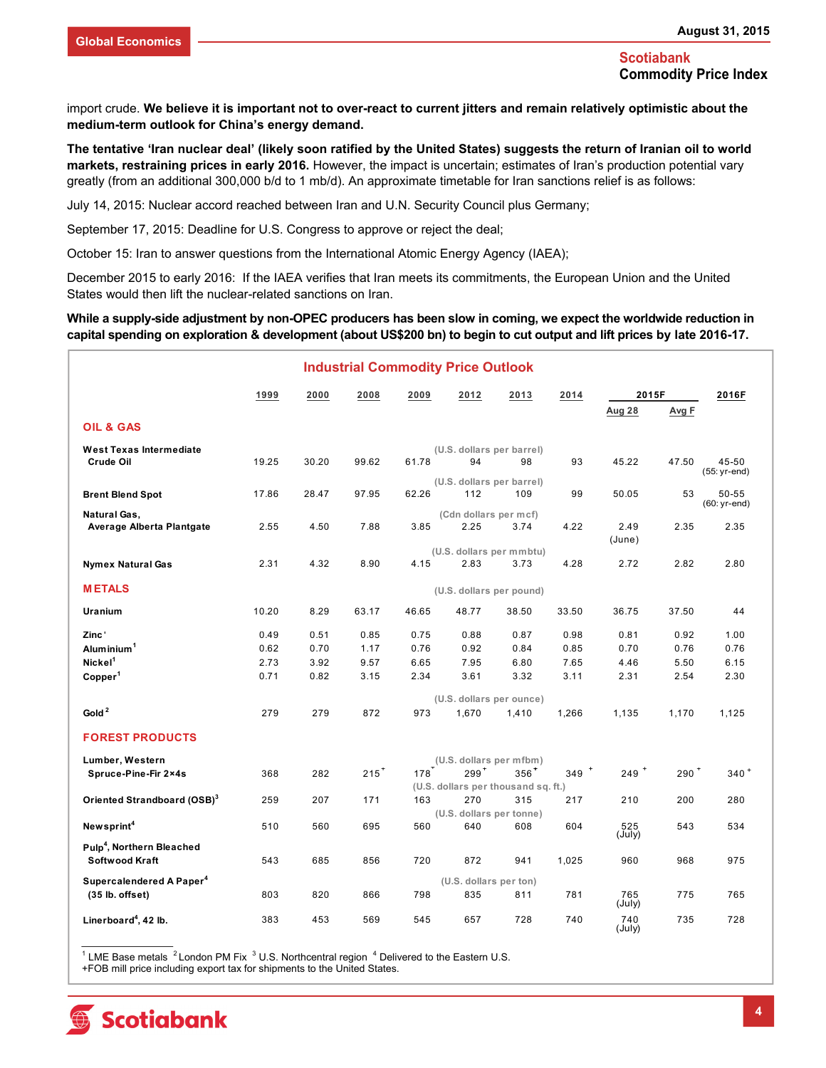import crude. **We believe it is important not to over-react to current jitters and remain relatively optimistic about the medium-term outlook for China's energy demand.**

**The tentative 'Iran nuclear deal' (likely soon ratified by the United States) suggests the return of Iranian oil to world markets, restraining prices in early 2016.** However, the impact is uncertain; estimates of Iran's production potential vary greatly (from an additional 300,000 b/d to 1 mb/d). An approximate timetable for Iran sanctions relief is as follows:

July 14, 2015: Nuclear accord reached between Iran and U.N. Security Council plus Germany;

September 17, 2015: Deadline for U.S. Congress to approve or reject the deal;

October 15: Iran to answer questions from the International Atomic Energy Agency (IAEA);

December 2015 to early 2016: If the IAEA verifies that Iran meets its commitments, the European Union and the United States would then lift the nuclear-related sanctions on Iran.

**While a supply-side adjustment by non-OPEC producers has been slow in coming, we expect the worldwide reduction in capital spending on exploration & development (about US$200 bn) to begin to cut output and lift prices by late 2016-17.**

## Industrial Commodity Price Outlook

| | 1999 | 2000 | 2008 | 2009 | 2012 | 2013 | 2014 | 2015F Aug 28 | 2015F Avg F | 2016F |
|---|---|---|---|---|---|---|---|---|---|---|
| **OIL & GAS** | | | | | | | | | | |
| | | | | | (U.S. dollars per barrel) | | | | | |
| West Texas Intermediate Crude Oil | 19.25 | 30.20 | 99.62 | 61.78 | 94 | 98 | 93 | 45.22 | 47.50 | 45-50 (55: yr-end) |
| | | | | | (U.S. dollars per barrel) | | | | | |
| Brent Blend Spot | 17.86 | 28.47 | 97.95 | 62.26 | 112 | 109 | 99 | 50.05 | 53 | 50-55 (60: yr-end) |
| | | | | | (Cdn dollars per mcf) | | | | | |
| Natural Gas, Average Alberta Plantgate | 2.55 | 4.50 | 7.88 | 3.85 | 2.25 | 3.74 | 4.22 | 2.49 (June) | 2.35 | 2.35 |
| | | | | | (U.S. dollars per mmbtu) | | | | | |
| Nymex Natural Gas | 2.31 | 4.32 | 8.90 | 4.15 | 2.83 | 3.73 | 4.28 | 2.72 | 2.82 | 2.80 |
| **METALS** | | | | | (U.S. dollars per pound) | | | | | |
| Uranium | 10.20 | 8.29 | 63.17 | 46.65 | 48.77 | 38.50 | 33.50 | 36.75 | 37.50 | 44 |
| Zinc[1] | 0.49 | 0.51 | 0.85 | 0.75 | 0.88 | 0.87 | 0.98 | 0.81 | 0.92 | 1.00 |
| Aluminium[1] | 0.62 | 0.70 | 1.17 | 0.76 | 0.92 | 0.84 | 0.85 | 0.70 | 0.76 | 0.76 |
| Nickel[1] | 2.73 | 3.92 | 9.57 | 6.65 | 7.95 | 6.80 | 7.65 | 4.46 | 5.50 | 6.15 |
| Copper[1] | 0.71 | 0.82 | 3.15 | 2.34 | 3.61 | 3.32 | 3.11 | 2.31 | 2.54 | 2.30 |
| | | | | | (U.S. dollars per ounce) | | | | | |
| Gold[2] | 279 | 279 | 872 | 973 | 1,670 | 1,410 | 1,266 | 1,135 | 1,170 | 1,125 |
| **FOREST PRODUCTS** | | | | | | | | | | |
| | | | | | (U.S. dollars per mfbm) | | | | | |
| Lumber, Western Spruce-Pine-Fir 2×4s | 368 | 282 | 215+ | 178+ | 299+ | 356+ | 349+ | 249+ | 290+ | 340+ |
| | | | | | (U.S. dollars per thousand sq. ft.) | | | | | |
| Oriented Strandboard (OSB)[3] | 259 | 207 | 171 | 163 | 270 | 315 | 217 | 210 | 200 | 280 |
| | | | | | (U.S. dollars per tonne) | | | | | |
| Newsprint[4] | 510 | 560 | 695 | 560 | 640 | 608 | 604 | 525 (July) | 543 | 534 |
| Pulp[4], Northern Bleached Softwood Kraft | 543 | 685 | 856 | 720 | 872 | 941 | 1,025 | 960 | 968 | 975 |
| | | | | | (U.S. dollars per ton) | | | | | |
| Supercalendered A Paper[4] (35 lb. offset) | 803 | 820 | 866 | 798 | 835 | 811 | 781 | 765 (July) | 775 | 765 |
| Linerboard[4], 42 lb. | 383 | 453 | 569 | 545 | 657 | 728 | 740 | 740 (July) | 735 | 728 |

[1] LME Base metals [2] London PM Fix [3] U.S. Northcentral region [4] Delivered to the Eastern U.S.
+FOB mill price including export tax for shipments to the United States.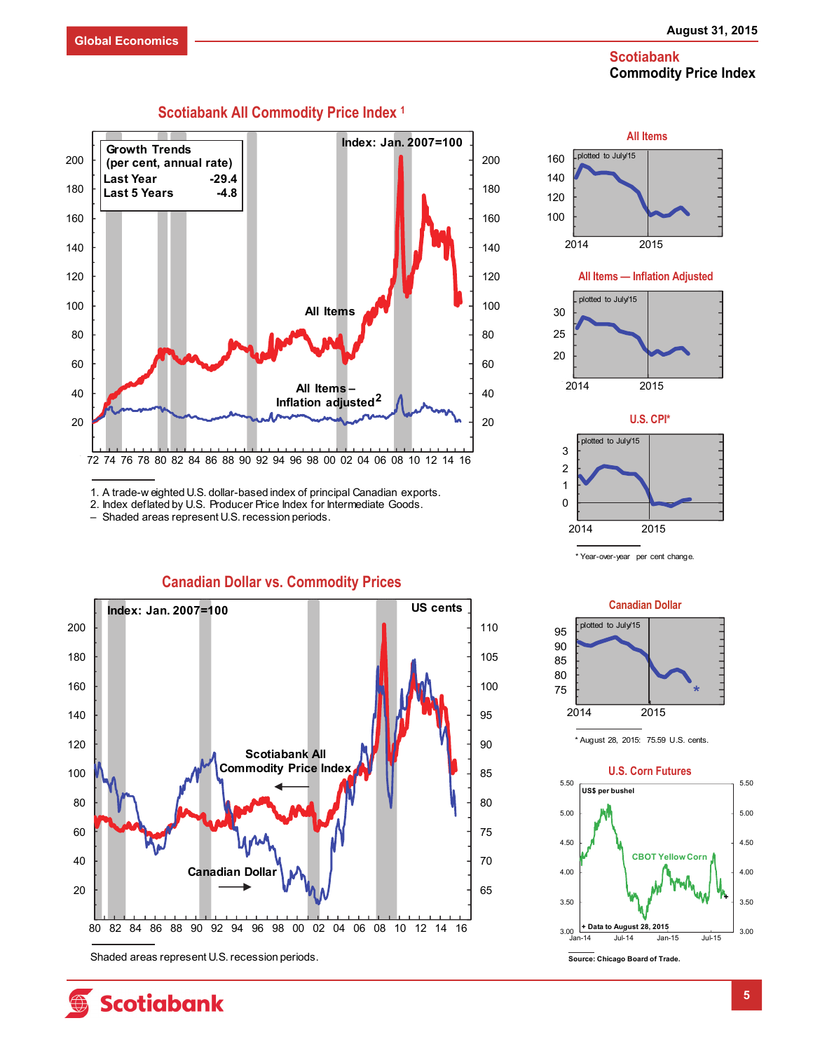# Scotiabank Commodity Price Index

## Scotiabank All Commodity Price Index [1]

Index: Jan. 2007=100

| Growth Trends (per cent, annual rate) | |
|---|---|
| Last Year | -29.4 |
| Last 5 Years | -4.8 |

All Items

All Items – Inflation adjusted[2]

1. A trade-weighted U.S. dollar-based index of principal Canadian exports.
2. Index deflated by U.S. Producer Price Index for Intermediate Goods.
– Shaded areas represent U.S. recession periods.

### All Items

plotted to July/15

### All Items — Inflation Adjusted

plotted to July/15

### U.S. CPI*

plotted to July/15

\* Year-over-year per cent change.

## Canadian Dollar vs. Commodity Prices

Index: Jan. 2007=100 — US cents

Scotiabank All Commodity Price Index

Canadian Dollar

Shaded areas represent U.S. recession periods.

### Canadian Dollar

plotted to July/15

\* August 28, 2015: 75.59 U.S. cents.

### U.S. Corn Futures

US$ per bushel

CBOT Yellow Corn

+ Data to August 28, 2015

Source: Chicago Board of Trade.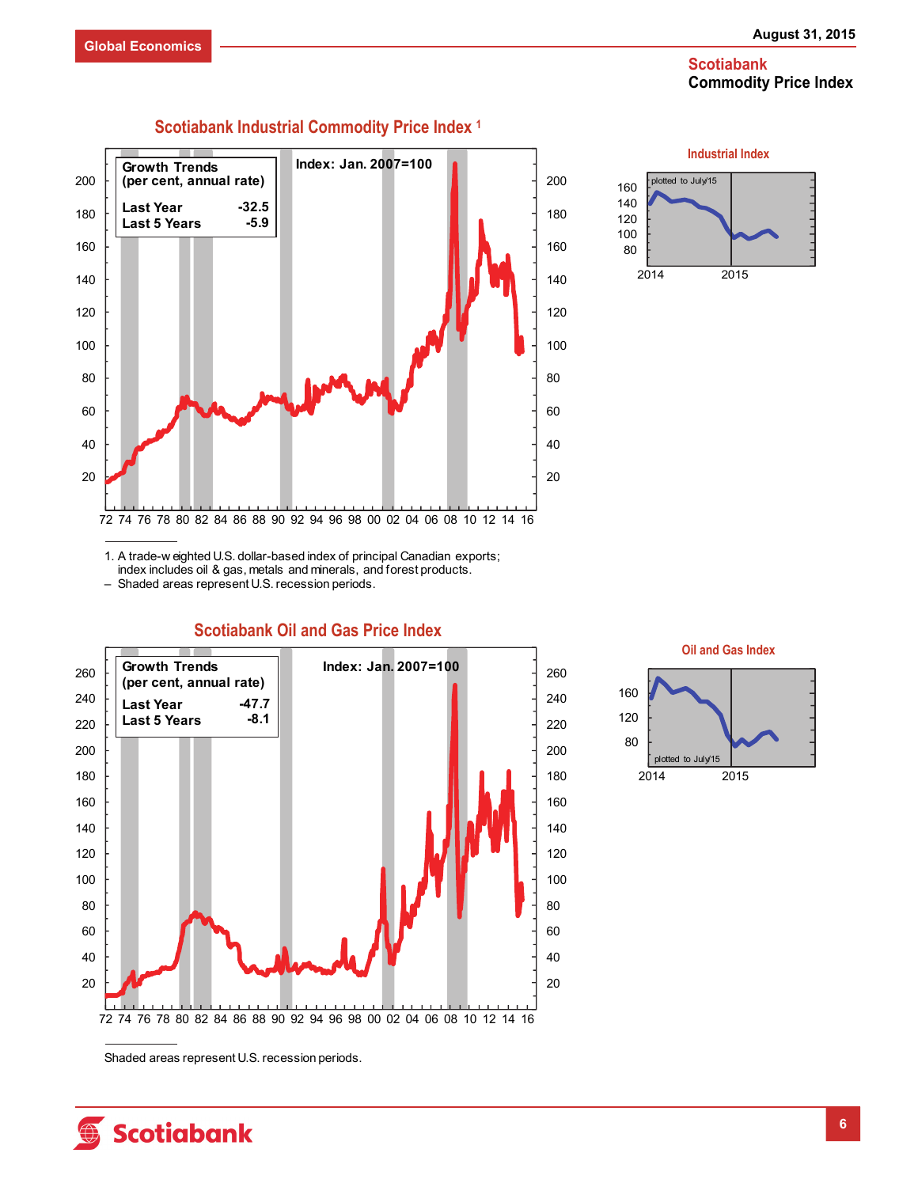**Scotiabank Commodity Price Index**

## Scotiabank Industrial Commodity Price Index [1]

Growth Trends (per cent, annual rate)

| | |
|---|---|
| Last Year | -32.5 |
| Last 5 Years | -5.9 |

Index: Jan. 2007=100

### Industrial Index

plotted to July/15

1. A trade-weighted U.S. dollar-based index of principal Canadian exports; index includes oil & gas, metals and minerals, and forest products.

– Shaded areas represent U.S. recession periods.

## Scotiabank Oil and Gas Price Index

Growth Trends (per cent, annual rate)

| | |
|---|---|
| Last Year | -47.7 |
| Last 5 Years | -8.1 |

Index: Jan. 2007=100

### Oil and Gas Index

plotted to July/15

Shaded areas represent U.S. recession periods.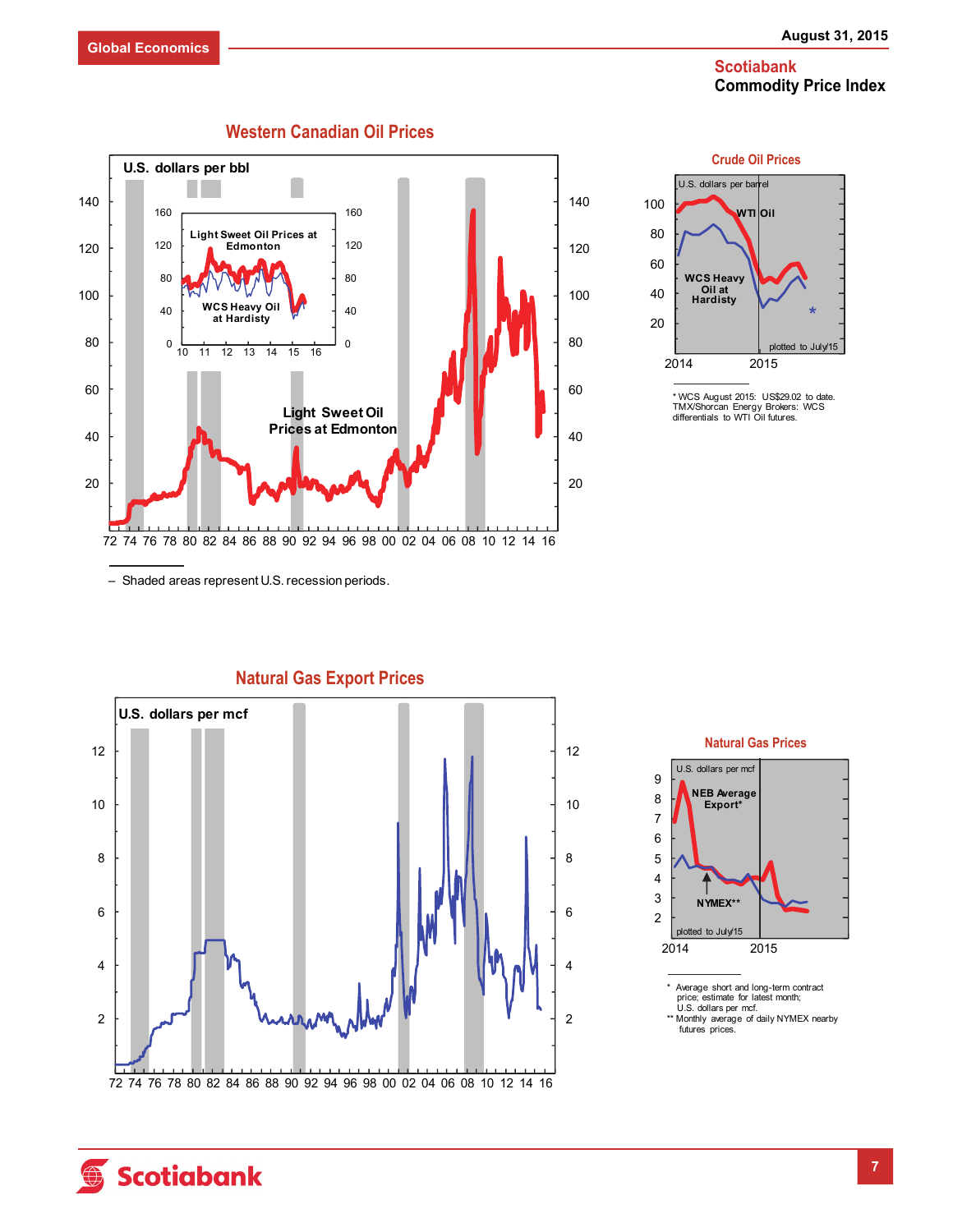# Scotiabank Commodity Price Index

## Western Canadian Oil Prices

U.S. dollars per bbl

Light Sweet Oil Prices at Edmonton

WCS Heavy Oil at Hardisty

Light Sweet Oil Prices at Edmonton

– Shaded areas represent U.S. recession periods.

## Crude Oil Prices

U.S. dollars per barrel

WTI Oil

WCS Heavy Oil at Hardisty

plotted to July/15

* WCS August 2015: US$29.02 to date. TMX/Shorcan Energy Brokers: WCS differentials to WTI Oil futures.

## Natural Gas Export Prices

U.S. dollars per mcf

## Natural Gas Prices

U.S. dollars per mcf

NEB Average Export*

NYMEX**

plotted to July/15

* Average short and long-term contract price; estimate for latest month; U.S. dollars per mcf.

** Monthly average of daily NYMEX nearby futures prices.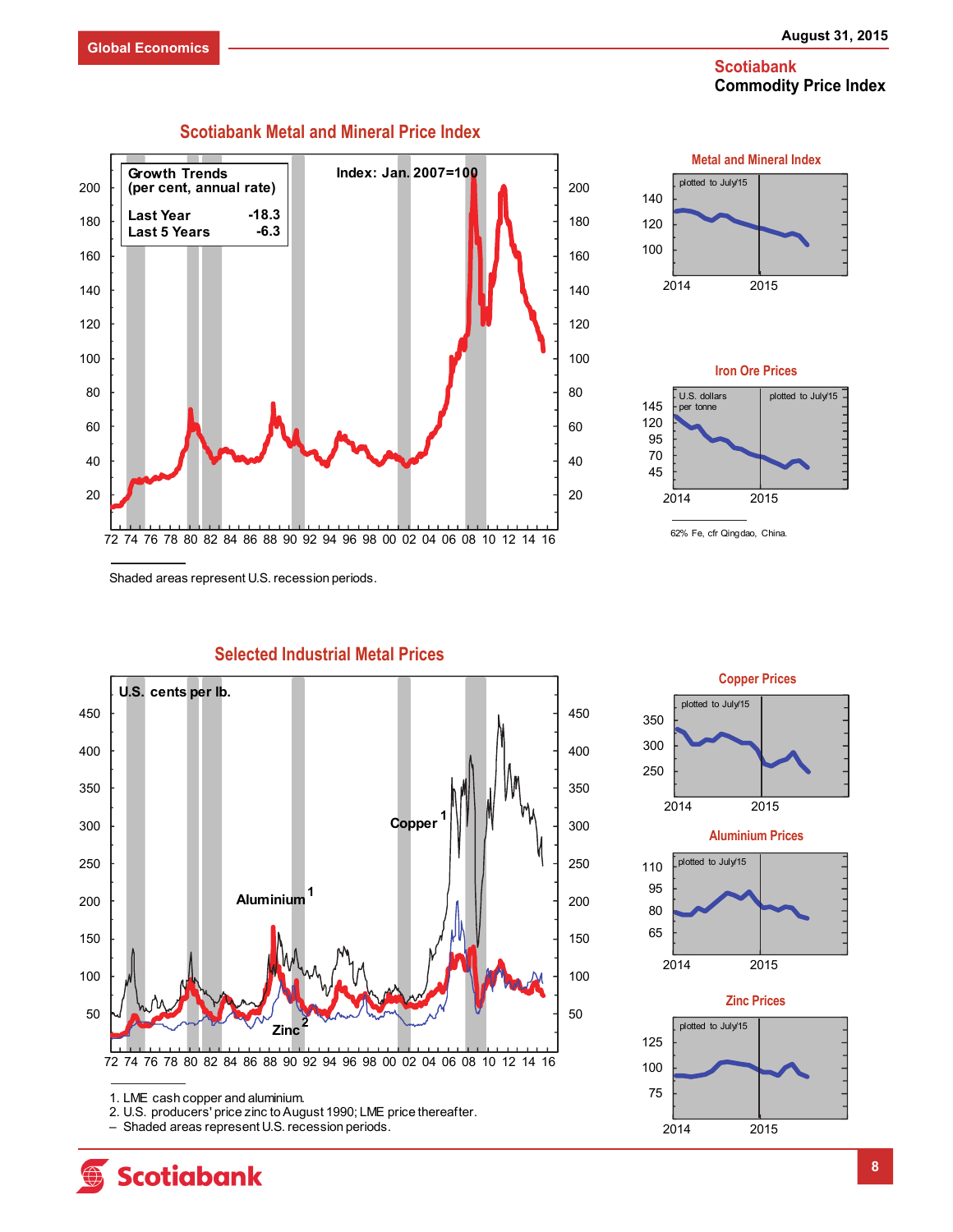# Scotiabank Commodity Price Index

## Scotiabank Metal and Mineral Price Index

Index: Jan. 2007=100

| Growth Trends (per cent, annual rate) | |
|---|---|
| Last Year | -18.3 |
| Last 5 Years | -6.3 |

Shaded areas represent U.S. recession periods.

### Metal and Mineral Index

plotted to July/15

### Iron Ore Prices

U.S. dollars per tonne — plotted to July/15

62% Fe, cfr Qingdao, China.

## Selected Industrial Metal Prices

U.S. cents per lb.

Copper[1], Aluminium[1], Zinc[2]

1. LME cash copper and aluminium.
2. U.S. producers' price zinc to August 1990; LME price thereafter.
– Shaded areas represent U.S. recession periods.

### Copper Prices

plotted to July/15

### Aluminium Prices

plotted to July/15

### Zinc Prices

plotted to July/15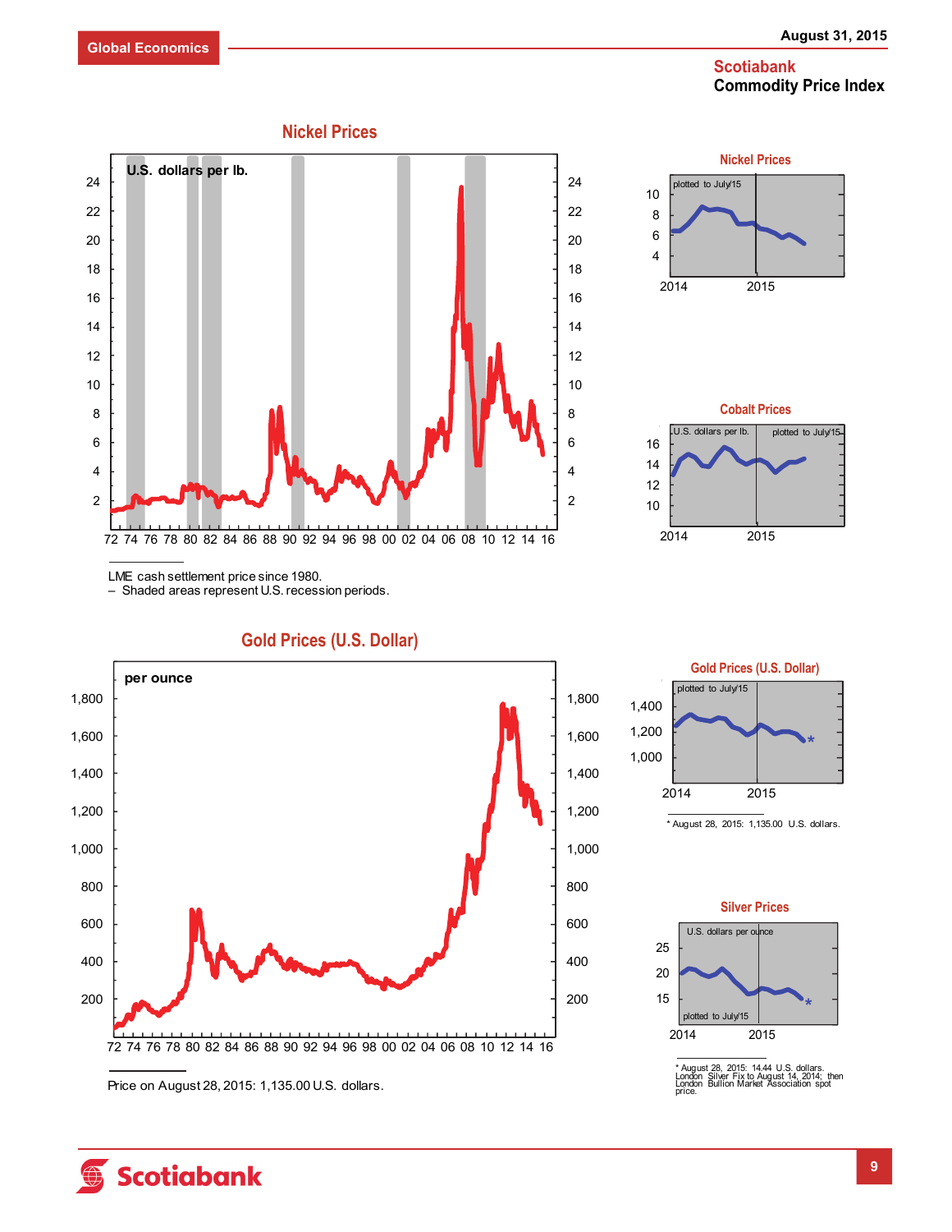# Scotiabank Commodity Price Index

August 31, 2015

## Nickel Prices

U.S. dollars per lb.

LME cash settlement price since 1980.
– Shaded areas represent U.S. recession periods.

### Nickel Prices

plotted to July/15

### Cobalt Prices

U.S. dollars per lb. plotted to July/15

## Gold Prices (U.S. Dollar)

per ounce

Price on August 28, 2015: 1,135.00 U.S. dollars.

### Gold Prices (U.S. Dollar)

plotted to July/15

* August 28, 2015: 1,135.00 U.S. dollars.

### Silver Prices

U.S. dollars per ounce

plotted to July/15

* August 28, 2015: 14.44 U.S. dollars. London Silver Fix to August 14, 2014; then London Bullion Market Association spot price.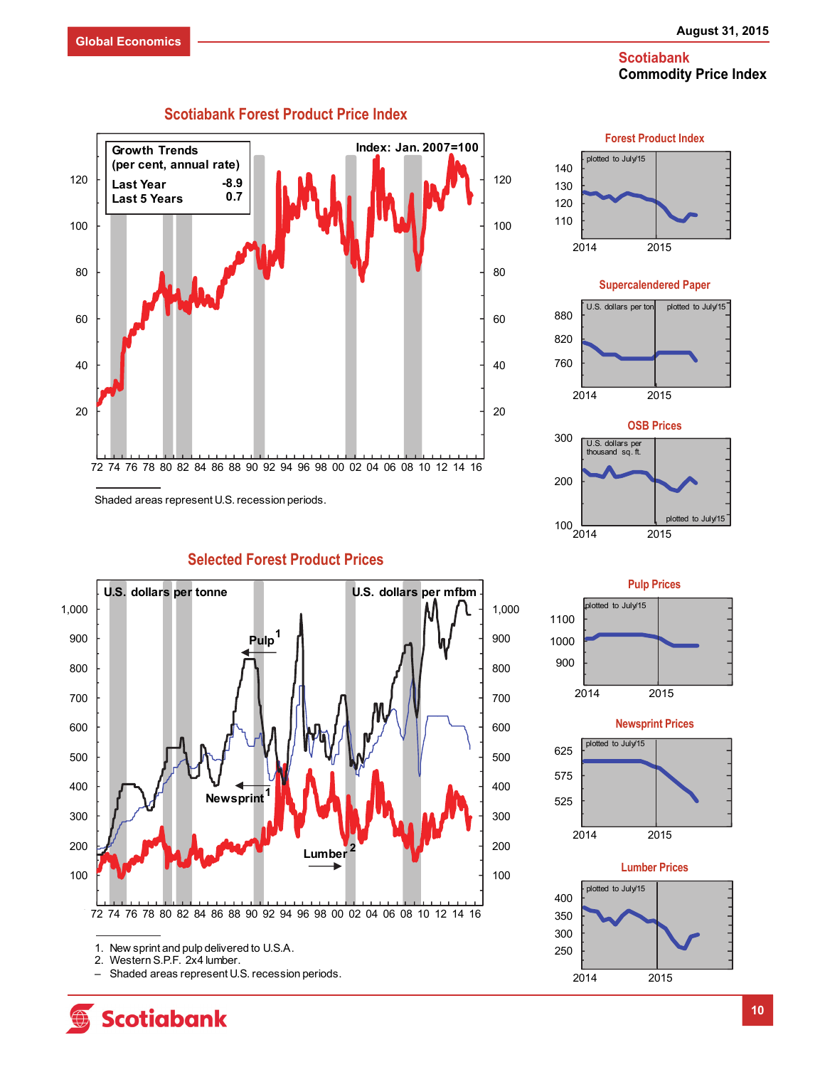**Scotiabank Commodity Price Index**

## Scotiabank Forest Product Price Index

Index: Jan. 2007=100

| Growth Trends (per cent, annual rate) | |
|---|---|
| Last Year | -8.9 |
| Last 5 Years | 0.7 |

Shaded areas represent U.S. recession periods.

### Forest Product Index

plotted to July/15

### Supercalendered Paper

U.S. dollars per ton — plotted to July/15

### OSB Prices

U.S. dollars per thousand sq. ft. — plotted to July/15

## Selected Forest Product Prices

U.S. dollars per tonne — U.S. dollars per mfbm

Pulp[1], Newsprint[1], Lumber[2]

1. Newsprint and pulp delivered to U.S.A.
2. Western S.P.F. 2x4 lumber.

– Shaded areas represent U.S. recession periods.

### Pulp Prices

plotted to July/15

### Newsprint Prices

plotted to July/15

### Lumber Prices

plotted to July/15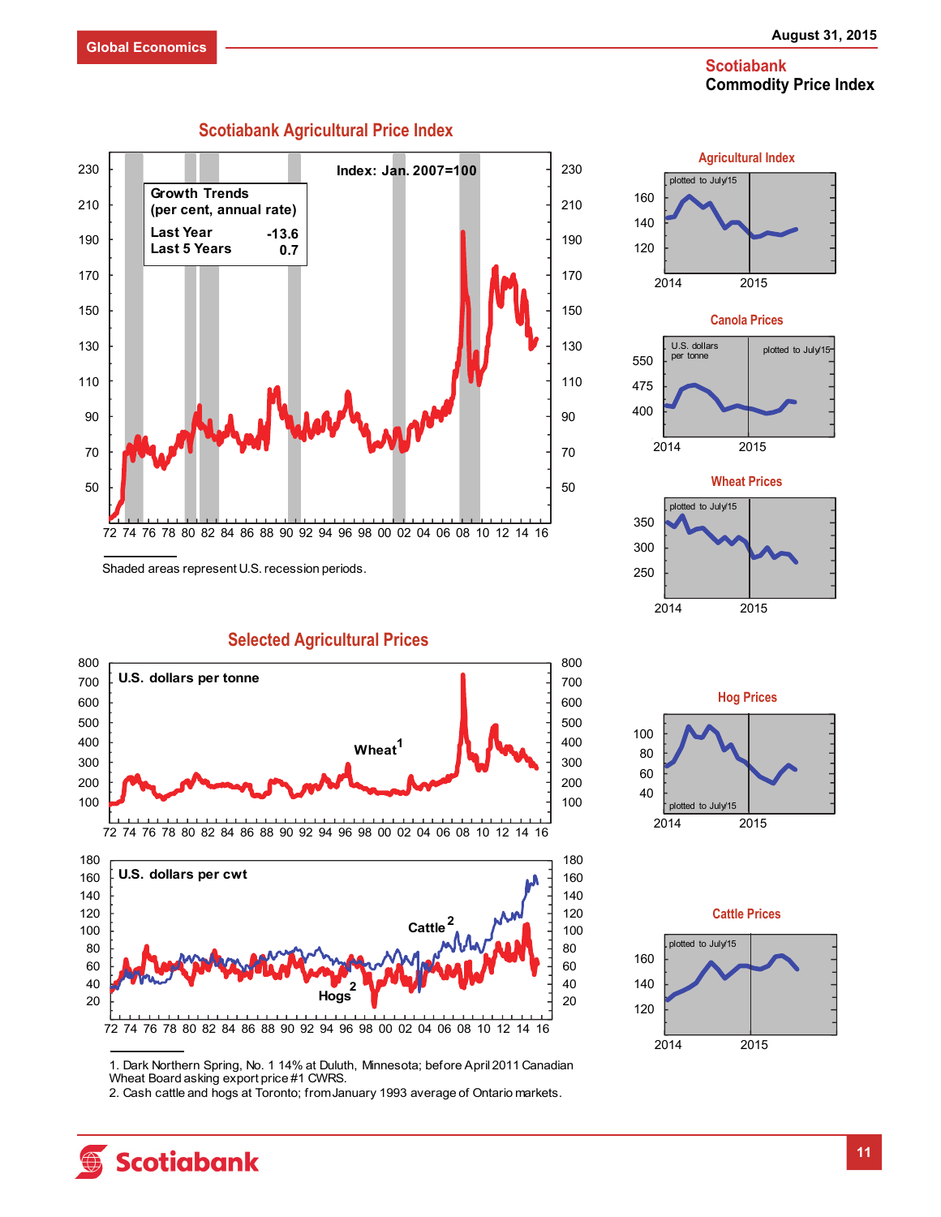# Scotiabank Commodity Price Index

## Scotiabank Agricultural Price Index

Index: Jan. 2007=100

| Growth Trends (per cent, annual rate) | |
|---|---|
| Last Year | -13.6 |
| Last 5 Years | 0.7 |

Shaded areas represent U.S. recession periods.

### Agricultural Index

plotted to July/15

### Canola Prices

U.S. dollars per tonne

plotted to July/15

### Wheat Prices

plotted to July/15

## Selected Agricultural Prices

U.S. dollars per tonne

Wheat[1]

U.S. dollars per cwt

Cattle[2]

Hogs[2]

### Hog Prices

plotted to July/15

### Cattle Prices

plotted to July/15

1. Dark Northern Spring, No. 1 14% at Duluth, Minnesota; before April 2011 Canadian Wheat Board asking export price #1 CWRS.
2. Cash cattle and hogs at Toronto; from January 1993 average of Ontario markets.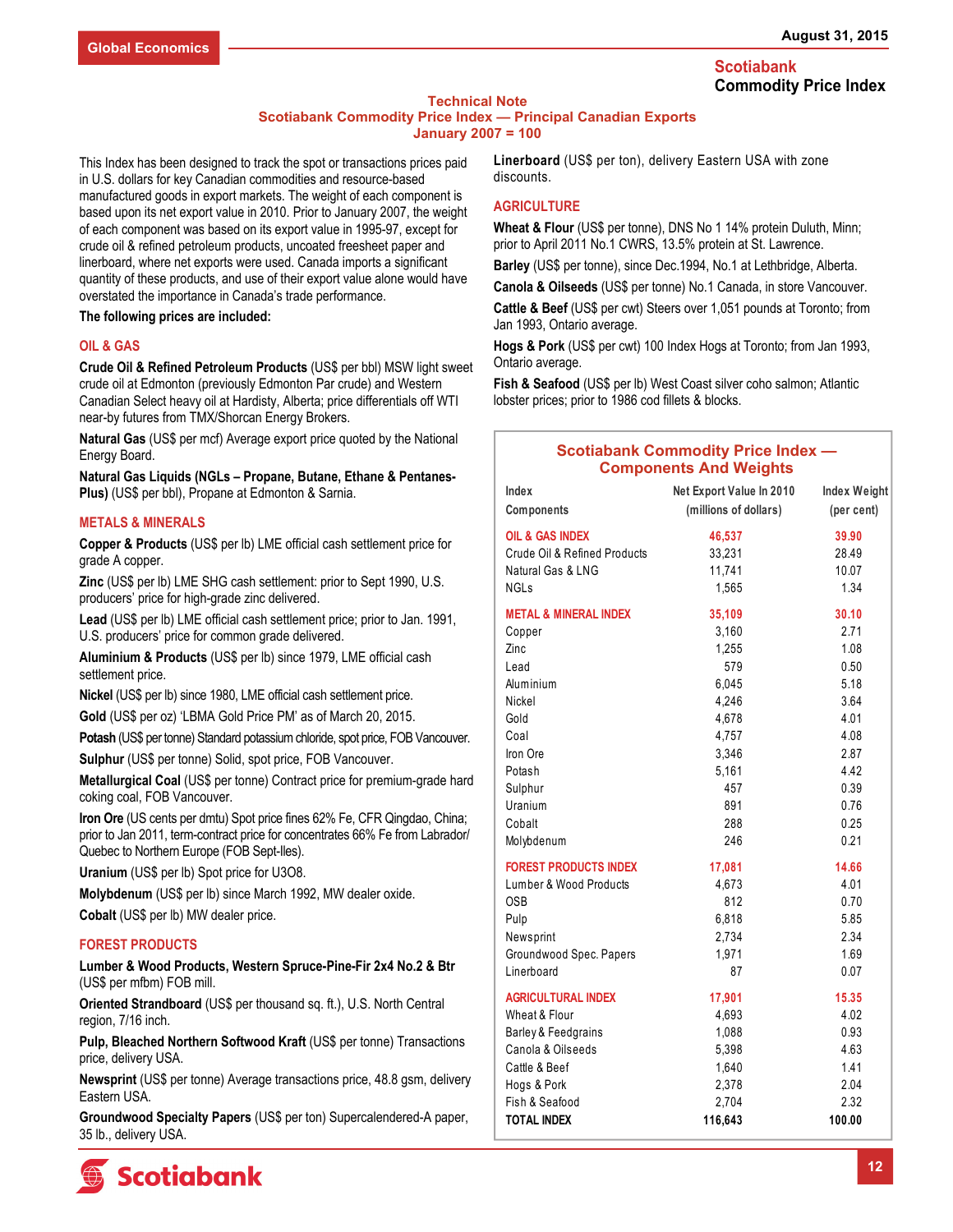# Technical Note
## Scotiabank Commodity Price Index — Principal Canadian Exports
### January 2007 = 100

This Index has been designed to track the spot or transactions prices paid in U.S. dollars for key Canadian commodities and resource-based manufactured goods in export markets. The weight of each component is based upon its net export value in 2010. Prior to January 2007, the weight of each component was based on its export value in 1995-97, except for crude oil & refined petroleum products, uncoated freesheet paper and linerboard, where net exports were used. Canada imports a significant quantity of these products, and use of their export value alone would have overstated the importance in Canada's trade performance.

**The following prices are included:**

### OIL & GAS

**Crude Oil & Refined Petroleum Products** (US$ per bbl) MSW light sweet crude oil at Edmonton (previously Edmonton Par crude) and Western Canadian Select heavy oil at Hardisty, Alberta; price differentials off WTI near-by futures from TMX/Shorcan Energy Brokers.

**Natural Gas** (US$ per mcf) Average export price quoted by the National Energy Board.

**Natural Gas Liquids (NGLs – Propane, Butane, Ethane & Pentanes-Plus)** (US$ per bbl), Propane at Edmonton & Sarnia.

### METALS & MINERALS

**Copper & Products** (US$ per lb) LME official cash settlement price for grade A copper.

**Zinc** (US$ per lb) LME SHG cash settlement: prior to Sept 1990, U.S. producers' price for high-grade zinc delivered.

**Lead** (US$ per lb) LME official cash settlement price; prior to Jan. 1991, U.S. producers' price for common grade delivered.

**Aluminium & Products** (US$ per lb) since 1979, LME official cash settlement price.

**Nickel** (US$ per lb) since 1980, LME official cash settlement price.

**Gold** (US$ per oz) 'LBMA Gold Price PM' as of March 20, 2015.

**Potash** (US$ per tonne) Standard potassium chloride, spot price, FOB Vancouver.

**Sulphur** (US$ per tonne) Solid, spot price, FOB Vancouver.

**Metallurgical Coal** (US$ per tonne) Contract price for premium-grade hard coking coal, FOB Vancouver.

**Iron Ore** (US cents per dmtu) Spot price fines 62% Fe, CFR Qingdao, China; prior to Jan 2011, term-contract price for concentrates 66% Fe from Labrador/Quebec to Northern Europe (FOB Sept-Iles).

**Uranium** (US$ per lb) Spot price for U3O8.

**Molybdenum** (US$ per lb) since March 1992, MW dealer oxide.

**Cobalt** (US$ per lb) MW dealer price.

### FOREST PRODUCTS

**Lumber & Wood Products, Western Spruce-Pine-Fir 2x4 No.2 & Btr** (US$ per mfbm) FOB mill.

**Oriented Strandboard** (US$ per thousand sq. ft.), U.S. North Central region, 7/16 inch.

**Pulp, Bleached Northern Softwood Kraft** (US$ per tonne) Transactions price, delivery USA.

**Newsprint** (US$ per tonne) Average transactions price, 48.8 gsm, delivery Eastern USA.

**Groundwood Specialty Papers** (US$ per ton) Supercalendered-A paper, 35 lb., delivery USA.

**Linerboard** (US$ per ton), delivery Eastern USA with zone discounts.

### AGRICULTURE

**Wheat & Flour** (US$ per tonne), DNS No 1 14% protein Duluth, Minn; prior to April 2011 No.1 CWRS, 13.5% protein at St. Lawrence.

**Barley** (US$ per tonne), since Dec.1994, No.1 at Lethbridge, Alberta.

**Canola & Oilseeds** (US$ per tonne) No.1 Canada, in store Vancouver.

**Cattle & Beef** (US$ per cwt) Steers over 1,051 pounds at Toronto; from Jan 1993, Ontario average.

**Hogs & Pork** (US$ per cwt) 100 Index Hogs at Toronto; from Jan 1993, Ontario average.

**Fish & Seafood** (US$ per lb) West Coast silver coho salmon; Atlantic lobster prices; prior to 1986 cod fillets & blocks.

### Scotiabank Commodity Price Index — Components And Weights

| Index Components | Net Export Value In 2010 (millions of dollars) | Index Weight (per cent) |
|---|---|---|
| **OIL & GAS INDEX** | **46,537** | **39.90** |
| Crude Oil & Refined Products | 33,231 | 28.49 |
| Natural Gas & LNG | 11,741 | 10.07 |
| NGLs | 1,565 | 1.34 |
| **METAL & MINERAL INDEX** | **35,109** | **30.10** |
| Copper | 3,160 | 2.71 |
| Zinc | 1,255 | 1.08 |
| Lead | 579 | 0.50 |
| Aluminium | 6,045 | 5.18 |
| Nickel | 4,246 | 3.64 |
| Gold | 4,678 | 4.01 |
| Coal | 4,757 | 4.08 |
| Iron Ore | 3,346 | 2.87 |
| Potash | 5,161 | 4.42 |
| Sulphur | 457 | 0.39 |
| Uranium | 891 | 0.76 |
| Cobalt | 288 | 0.25 |
| Molybdenum | 246 | 0.21 |
| **FOREST PRODUCTS INDEX** | **17,081** | **14.66** |
| Lumber & Wood Products | 4,673 | 4.01 |
| OSB | 812 | 0.70 |
| Pulp | 6,818 | 5.85 |
| Newsprint | 2,734 | 2.34 |
| Groundwood Spec. Papers | 1,971 | 1.69 |
| Linerboard | 87 | 0.07 |
| **AGRICULTURAL INDEX** | **17,901** | **15.35** |
| Wheat & Flour | 4,693 | 4.02 |
| Barley & Feedgrains | 1,088 | 0.93 |
| Canola & Oilseeds | 5,398 | 4.63 |
| Cattle & Beef | 1,640 | 1.41 |
| Hogs & Pork | 2,378 | 2.04 |
| Fish & Seafood | 2,704 | 2.32 |
| **TOTAL INDEX** | **116,643** | **100.00** |